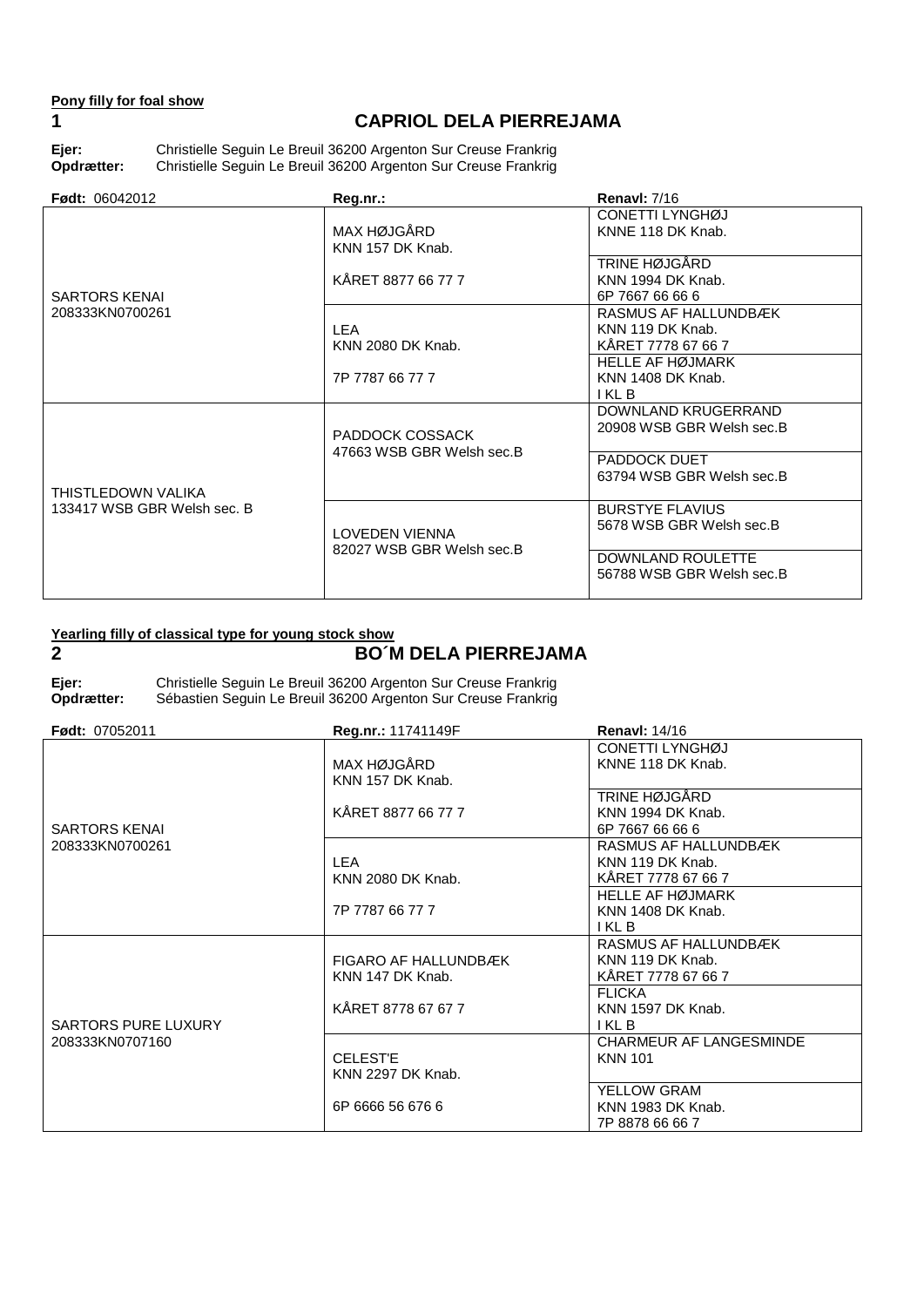**Pony filly for foal show**

## 1 CAPRIOL DELA PIERREJAMA

**Ejer:** Christielle Seguin Le Breuil 36200 Argenton Sur Creuse Frankrig
**Opdrætter:** Christielle Seguin Le Breuil 36200 Argenton Sur Creuse Frankrig

| **Født:** 06042012 | **Reg.nr.:** | **Renavl:** 7/16 |
|---|---|---|
| SARTORS KENAI 208333KN0700261 | MAX HØJGÅRD KNN 157 DK Knab. KÅRET 8877 66 77 7 | CONETTI LYNGHØJ KNNE 118 DK Knab. |
| | | TRINE HØJGÅRD KNN 1994 DK Knab. 6P 7667 66 66 6 |
| | LEA KNN 2080 DK Knab. 7P 7787 66 77 7 | RASMUS AF HALLUNDBÆK KNN 119 DK Knab. KÅRET 7778 67 66 7 |
| | | HELLE AF HØJMARK KNN 1408 DK Knab. I KL B |
| THISTLEDOWN VALIKA 133417 WSB GBR Welsh sec. B | PADDOCK COSSACK 47663 WSB GBR Welsh sec.B | DOWNLAND KRUGERRAND 20908 WSB GBR Welsh sec.B |
| | | PADDOCK DUET 63794 WSB GBR Welsh sec.B |
| | LOVEDEN VIENNA 82027 WSB GBR Welsh sec.B | BURSTYE FLAVIUS 5678 WSB GBR Welsh sec.B |
| | | DOWNLAND ROULETTE 56788 WSB GBR Welsh sec.B |

**Yearling filly of classical type for young stock show**

## 2 BO´M DELA PIERREJAMA

**Ejer:** Christielle Seguin Le Breuil 36200 Argenton Sur Creuse Frankrig
**Opdrætter:** Sébastien Seguin Le Breuil 36200 Argenton Sur Creuse Frankrig

| **Født:** 07052011 | **Reg.nr.:** 11741149F | **Renavl:** 14/16 |
|---|---|---|
| SARTORS KENAI 208333KN0700261 | MAX HØJGÅRD KNN 157 DK Knab. KÅRET 8877 66 77 7 | CONETTI LYNGHØJ KNNE 118 DK Knab. |
| | | TRINE HØJGÅRD KNN 1994 DK Knab. 6P 7667 66 66 6 |
| | LEA KNN 2080 DK Knab. 7P 7787 66 77 7 | RASMUS AF HALLUNDBÆK KNN 119 DK Knab. KÅRET 7778 67 66 7 |
| | | HELLE AF HØJMARK KNN 1408 DK Knab. I KL B |
| SARTORS PURE LUXURY 208333KN0707160 | FIGARO AF HALLUNDBÆK KNN 147 DK Knab. KÅRET 8778 67 67 7 | RASMUS AF HALLUNDBÆK KNN 119 DK Knab. KÅRET 7778 67 66 7 |
| | | FLICKA KNN 1597 DK Knab. I KL B |
| | CELEST'E KNN 2297 DK Knab. 6P 6666 56 676 6 | CHARMEUR AF LANGESMINDE KNN 101 |
| | | YELLOW GRAM KNN 1983 DK Knab. 7P 8878 66 66 7 |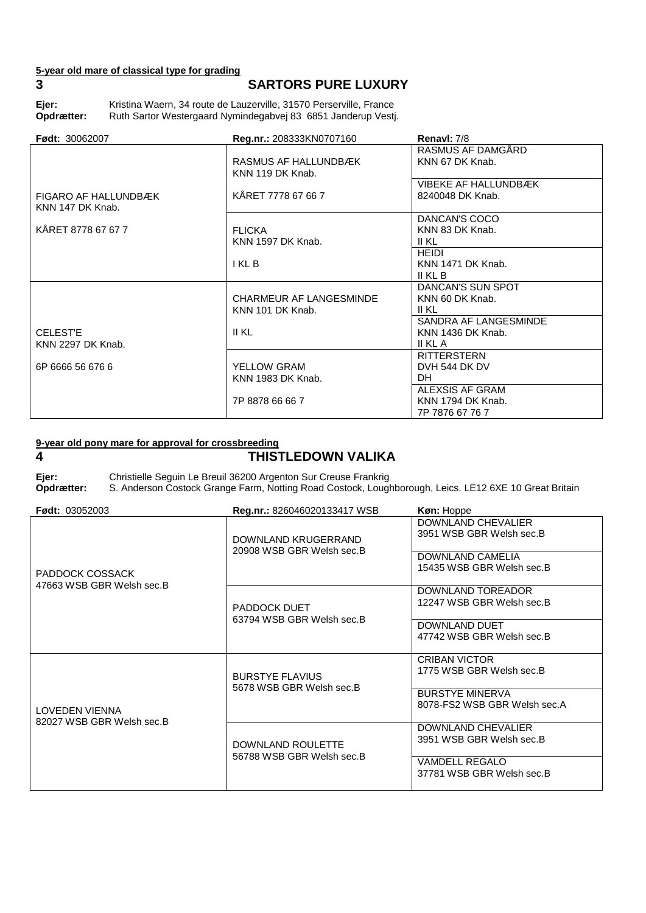**5-year old mare of classical type for grading**

## 3 SARTORS PURE LUXURY

**Ejer:** Kristina Waern, 34 route de Lauzerville, 31570 Perserville, France
**Opdrætter:** Ruth Sartor Westergaard Nymindegabvej 83 6851 Janderup Vestj.

| **Født:** 30062007 | **Reg.nr.:** 208333KN0707160 | **Renavl:** 7/8 |
|---|---|---|
| FIGARO AF HALLUNDBÆK<br>KNN 147 DK Knab.<br><br>KÅRET 8778 67 67 7 | RASMUS AF HALLUNDBÆK<br>KNN 119 DK Knab.<br><br>KÅRET 7778 67 66 7 | RASMUS AF DAMGÅRD<br>KNN 67 DK Knab. |
| | | VIBEKE AF HALLUNDBÆK<br>8240048 DK Knab. |
| | FLICKA<br>KNN 1597 DK Knab.<br><br>I KL B | DANCAN'S COCO<br>KNN 83 DK Knab.<br>II KL |
| | | HEIDI<br>KNN 1471 DK Knab.<br>II KL B |
| CELEST'E<br>KNN 2297 DK Knab.<br><br>6P 6666 56 676 6 | CHARMEUR AF LANGESMINDE<br>KNN 101 DK Knab.<br><br>II KL | DANCAN'S SUN SPOT<br>KNN 60 DK Knab.<br>II KL |
| | | SANDRA AF LANGESMINDE<br>KNN 1436 DK Knab.<br>II KL A |
| | YELLOW GRAM<br>KNN 1983 DK Knab.<br><br>7P 8878 66 66 7 | RITTERSTERN<br>DVH 544 DK DV<br>DH |
| | | ALEXSIS AF GRAM<br>KNN 1794 DK Knab.<br>7P 7876 67 76 7 |

**9-year old pony mare for approval for crossbreeding**

## 4 THISTLEDOWN VALIKA

**Ejer:** Christielle Seguin Le Breuil 36200 Argenton Sur Creuse Frankrig
**Opdrætter:** S. Anderson Costock Grange Farm, Notting Road Costock, Loughborough, Leics. LE12 6XE 10 Great Britain

| **Født:** 03052003 | **Reg.nr.:** 826046020133417 WSB | **Køn:** Hoppe |
|---|---|---|
| PADDOCK COSSACK<br>47663 WSB GBR Welsh sec.B | DOWNLAND KRUGERRAND<br>20908 WSB GBR Welsh sec.B | DOWNLAND CHEVALIER<br>3951 WSB GBR Welsh sec.B |
| | | DOWNLAND CAMELIA<br>15435 WSB GBR Welsh sec.B |
| | PADDOCK DUET<br>63794 WSB GBR Welsh sec.B | DOWNLAND TOREADOR<br>12247 WSB GBR Welsh sec.B |
| | | DOWNLAND DUET<br>47742 WSB GBR Welsh sec.B |
| LOVEDEN VIENNA<br>82027 WSB GBR Welsh sec.B | BURSTYE FLAVIUS<br>5678 WSB GBR Welsh sec.B | CRIBAN VICTOR<br>1775 WSB GBR Welsh sec.B |
| | | BURSTYE MINERVA<br>8078-FS2 WSB GBR Welsh sec.A |
| | DOWNLAND ROULETTE<br>56788 WSB GBR Welsh sec.B | DOWNLAND CHEVALIER<br>3951 WSB GBR Welsh sec.B |
| | | VAMDELL REGALO<br>37781 WSB GBR Welsh sec.B |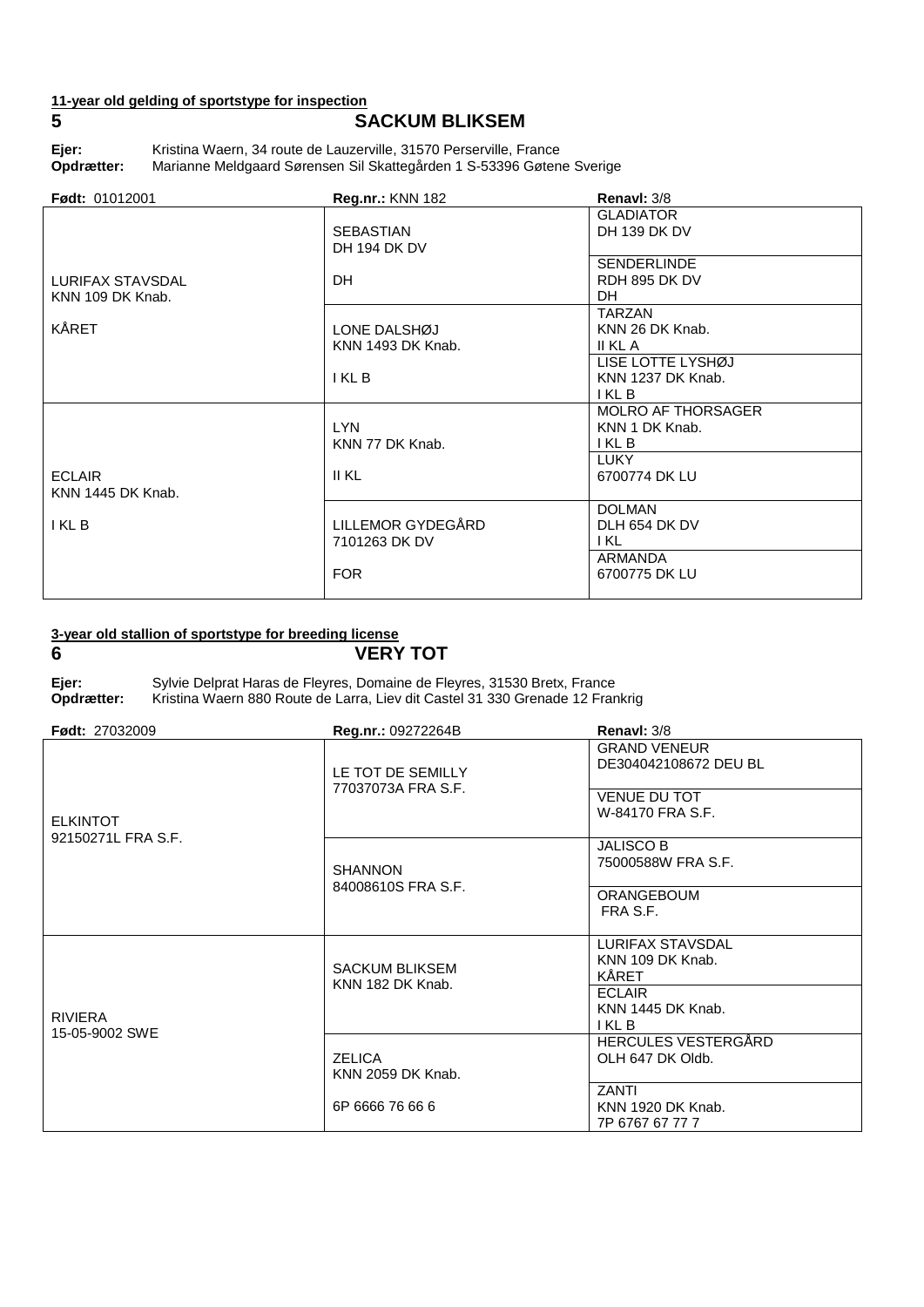**11-year old gelding of sportstype for inspection**

## 5 SACKUM BLIKSEM

**Ejer:** Kristina Waern, 34 route de Lauzerville, 31570 Perserville, France
**Opdrætter:** Marianne Meldgaard Sørensen Sil Skattegården 1 S-53396 Gøtene Sverige

| **Født:** 01012001 | **Reg.nr.:** KNN 182 | **Renavl:** 3/8 |
|---|---|---|
| LURIFAX STAVSDAL KNN 109 DK Knab. KÅRET | SEBASTIAN DH 194 DK DV DH | GLADIATOR DH 139 DK DV |
| | | SENDERLINDE RDH 895 DK DV DH |
| | LONE DALSHØJ KNN 1493 DK Knab. I KL B | TARZAN KNN 26 DK Knab. II KL A |
| | | LISE LOTTE LYSHØJ KNN 1237 DK Knab. I KL B |
| ECLAIR KNN 1445 DK Knab. I KL B | LYN KNN 77 DK Knab. II KL | MOLRO AF THORSAGER KNN 1 DK Knab. I KL B |
| | | LUKY 6700774 DK LU |
| | LILLEMOR GYDEGÅRD 7101263 DK DV FOR | DOLMAN DLH 654 DK DV I KL |
| | | ARMANDA 6700775 DK LU |

**3-year old stallion of sportstype for breeding license**

## 6 VERY TOT

**Ejer:** Sylvie Delprat Haras de Fleyres, Domaine de Fleyres, 31530 Bretx, France
**Opdrætter:** Kristina Waern 880 Route de Larra, Liev dit Castel 31 330 Grenade 12 Frankrig

| **Født:** 27032009 | **Reg.nr.:** 09272264B | **Renavl:** 3/8 |
|---|---|---|
| ELKINTOT 92150271L FRA S.F. | LE TOT DE SEMILLY 77037073A FRA S.F. | GRAND VENEUR DE304042108672 DEU BL |
| | | VENUE DU TOT W-84170 FRA S.F. |
| | SHANNON 84008610S FRA S.F. | JALISCO B 75000588W FRA S.F. |
| | | ORANGEBOUM FRA S.F. |
| RIVIERA 15-05-9002 SWE | SACKUM BLIKSEM KNN 182 DK Knab. | LURIFAX STAVSDAL KNN 109 DK Knab. KÅRET |
| | | ECLAIR KNN 1445 DK Knab. I KL B |
| | ZELICA KNN 2059 DK Knab. 6P 6666 76 66 6 | HERCULES VESTERGÅRD OLH 647 DK Oldb. |
| | | ZANTI KNN 1920 DK Knab. 7P 6767 67 77 7 |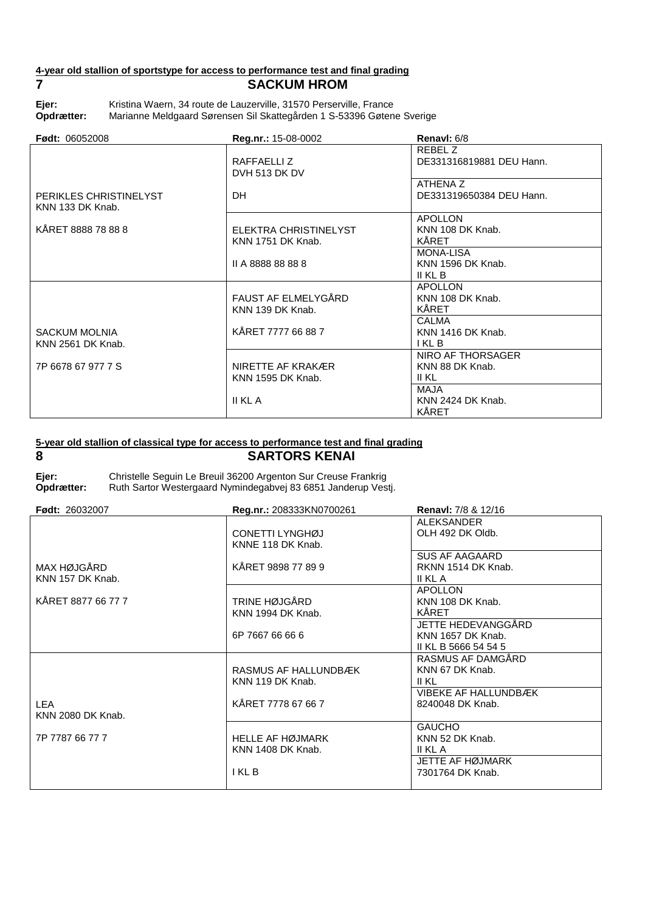**4-year old stallion of sportstype for access to performance test and final grading**

## 7 SACKUM HROM

**Ejer:** Kristina Waern, 34 route de Lauzerville, 31570 Perserville, France
**Opdrætter:** Marianne Meldgaard Sørensen Sil Skattegården 1 S-53396 Gøtene Sverige

| **Født:** 06052008 | **Reg.nr.:** 15-08-0002 | **Renavl:** 6/8 |
|---|---|---|
| PERIKLES CHRISTINELYST<br>KNN 133 DK Knab.<br><br>KÅRET 8888 78 88 8 | RAFFAELLI Z<br>DVH 513 DK DV<br><br>DH | REBEL Z<br>DE331316819881 DEU Hann. |
| | | ATHENA Z<br>DE331319650384 DEU Hann. |
| | ELEKTRA CHRISTINELYST<br>KNN 1751 DK Knab.<br><br>II A 8888 88 88 8 | APOLLON<br>KNN 108 DK Knab.<br>KÅRET |
| | | MONA-LISA<br>KNN 1596 DK Knab.<br>II KL B |
| SACKUM MOLNIA<br>KNN 2561 DK Knab.<br><br>7P 6678 67 977 7 S | FAUST AF ELMELYGÅRD<br>KNN 139 DK Knab.<br><br>KÅRET 7777 66 88 7 | APOLLON<br>KNN 108 DK Knab.<br>KÅRET |
| | | CALMA<br>KNN 1416 DK Knab.<br>I KL B |
| | NIRETTE AF KRAKÆR<br>KNN 1595 DK Knab.<br><br>II KL A | NIRO AF THORSAGER<br>KNN 88 DK Knab.<br>II KL |
| | | MAJA<br>KNN 2424 DK Knab.<br>KÅRET |

**5-year old stallion of classical type for access to performance test and final grading**

## 8 SARTORS KENAI

**Ejer:** Christelle Seguin Le Breuil 36200 Argenton Sur Creuse Frankrig
**Opdrætter:** Ruth Sartor Westergaard Nymindegabvej 83 6851 Janderup Vestj.

| **Født:** 26032007 | **Reg.nr.:** 208333KN0700261 | **Renavl:** 7/8 & 12/16 |
|---|---|---|
| MAX HØJGÅRD<br>KNN 157 DK Knab.<br><br>KÅRET 8877 66 77 7 | CONETTI LYNGHØJ<br>KNNE 118 DK Knab.<br><br>KÅRET 9898 77 89 9 | ALEKSANDER<br>OLH 492 DK Oldb. |
| | | SUS AF AAGAARD<br>RKNN 1514 DK Knab.<br>II KL A |
| | TRINE HØJGÅRD<br>KNN 1994 DK Knab.<br><br>6P 7667 66 66 6 | APOLLON<br>KNN 108 DK Knab.<br>KÅRET |
| | | JETTE HEDEVANGGÅRD<br>KNN 1657 DK Knab.<br>II KL B 5666 54 54 5 |
| LEA<br>KNN 2080 DK Knab.<br><br>7P 7787 66 77 7 | RASMUS AF HALLUNDBÆK<br>KNN 119 DK Knab.<br><br>KÅRET 7778 67 66 7 | RASMUS AF DAMGÅRD<br>KNN 67 DK Knab.<br>II KL |
| | | VIBEKE AF HALLUNDBÆK<br>8240048 DK Knab. |
| | HELLE AF HØJMARK<br>KNN 1408 DK Knab.<br><br>I KL B | GAUCHO<br>KNN 52 DK Knab.<br>II KL A |
| | | JETTE AF HØJMARK<br>7301764 DK Knab. |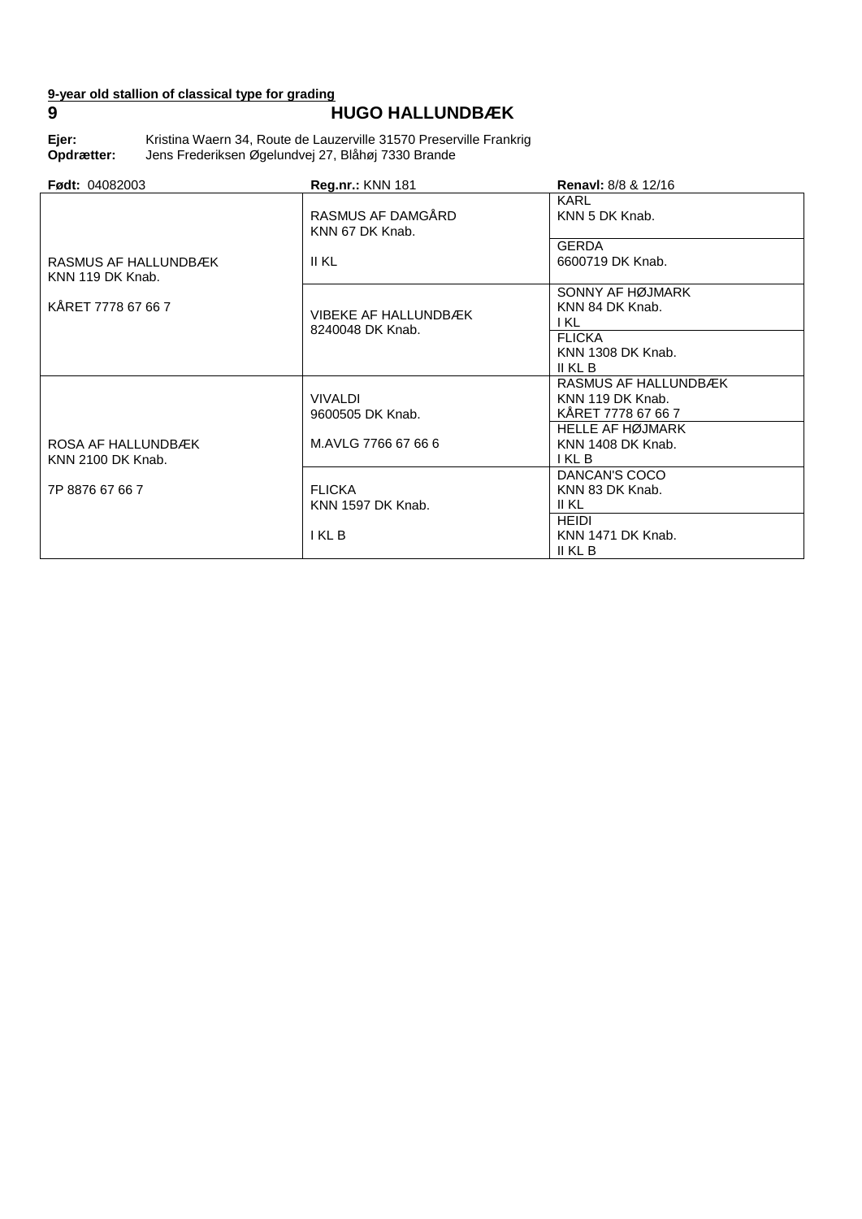9-year old stallion of classical type for grading

**9** **HUGO HALLUNDBÆK**

**Ejer:** Kristina Waern 34, Route de Lauzerville 31570 Preserville Frankrig
**Opdrætter:** Jens Frederiksen Øgelundvej 27, Blåhøj 7330 Brande

| **Født:** 04082003 | **Reg.nr.:** KNN 181 | **Renavl:** 8/8 & 12/16 |
|---|---|---|
| RASMUS AF HALLUNDBÆK KNN 119 DK Knab. KÅRET 7778 67 66 7 | RASMUS AF DAMGÅRD KNN 67 DK Knab. II KL | KARL KNN 5 DK Knab. |
| | | GERDA 6600719 DK Knab. |
| | VIBEKE AF HALLUNDBÆK 8240048 DK Knab. | SONNY AF HØJMARK KNN 84 DK Knab. I KL |
| | | FLICKA KNN 1308 DK Knab. II KL B |
| ROSA AF HALLUNDBÆK KNN 2100 DK Knab. 7P 8876 67 66 7 | VIVALDI 9600505 DK Knab. M.AVLG 7766 67 66 6 | RASMUS AF HALLUNDBÆK KNN 119 DK Knab. KÅRET 7778 67 66 7 |
| | | HELLE AF HØJMARK KNN 1408 DK Knab. I KL B |
| | FLICKA KNN 1597 DK Knab. I KL B | DANCAN'S COCO KNN 83 DK Knab. II KL |
| | | HEIDI KNN 1471 DK Knab. II KL B |